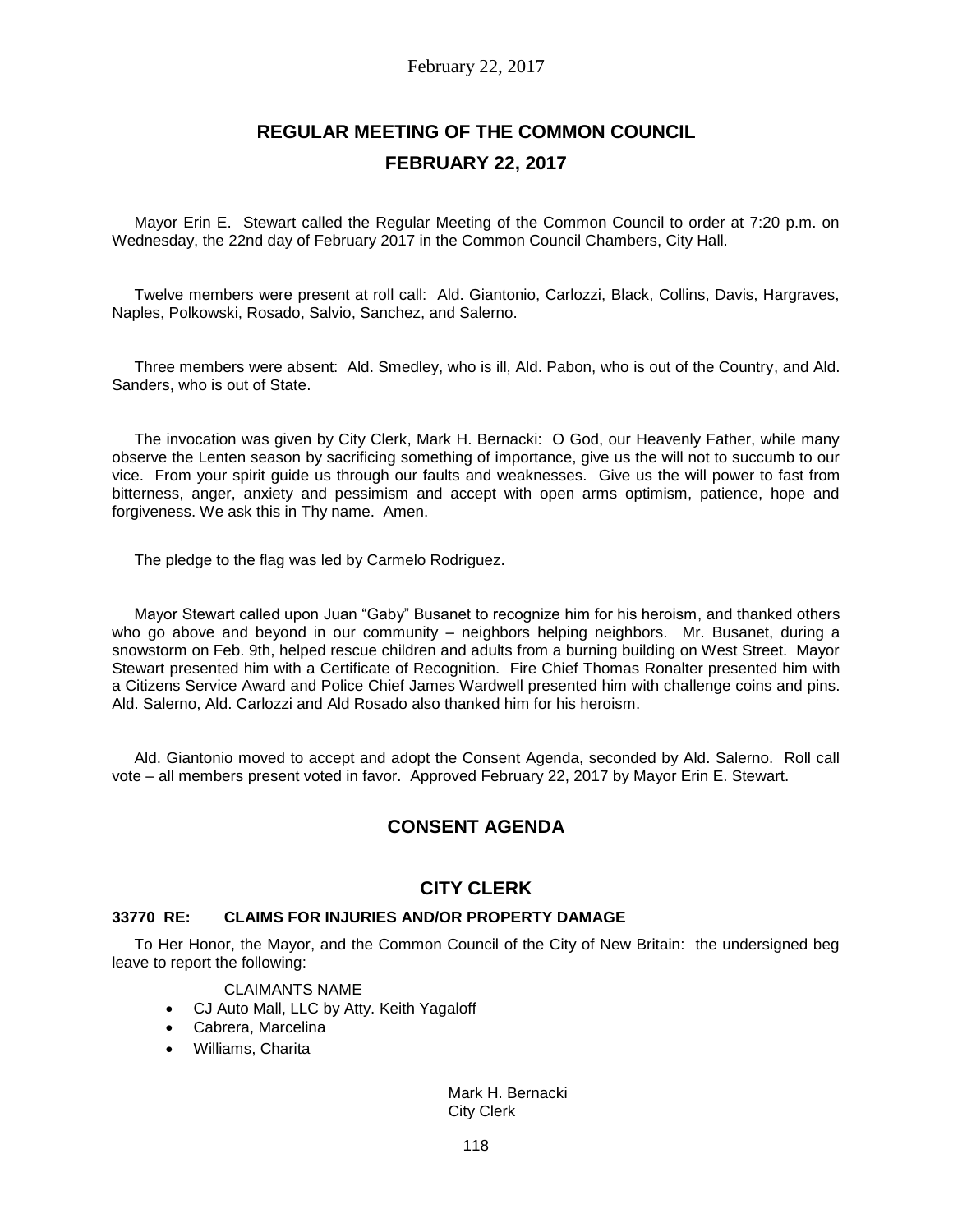# REGULAR MEETING OF THE COMMON COUNCIL

## FEBRUARY 22, 2017

Mayor Erin E. Stewart called the Regular Meeting of the Common Council to order at 7:20 p.m. on Wednesday, the 22nd day of February 2017 in the Common Council Chambers, City Hall.

Twelve members were present at roll call: Ald. Giantonio, Carlozzi, Black, Collins, Davis, Hargraves, Naples, Polkowski, Rosado, Salvio, Sanchez, and Salerno.

Three members were absent: Ald. Smedley, who is ill, Ald. Pabon, who is out of the Country, and Ald. Sanders, who is out of State.

The invocation was given by City Clerk, Mark H. Bernacki: O God, our Heavenly Father, while many observe the Lenten season by sacrificing something of importance, give us the will not to succumb to our vice. From your spirit guide us through our faults and weaknesses. Give us the will power to fast from bitterness, anger, anxiety and pessimism and accept with open arms optimism, patience, hope and forgiveness. We ask this in Thy name. Amen.

The pledge to the flag was led by Carmelo Rodriguez.

Mayor Stewart called upon Juan "Gaby" Busanet to recognize him for his heroism, and thanked others who go above and beyond in our community – neighbors helping neighbors. Mr. Busanet, during a snowstorm on Feb. 9th, helped rescue children and adults from a burning building on West Street. Mayor Stewart presented him with a Certificate of Recognition. Fire Chief Thomas Ronalter presented him with a Citizens Service Award and Police Chief James Wardwell presented him with challenge coins and pins. Ald. Salerno, Ald. Carlozzi and Ald Rosado also thanked him for his heroism.

Ald. Giantonio moved to accept and adopt the Consent Agenda, seconded by Ald. Salerno. Roll call vote – all members present voted in favor. Approved February 22, 2017 by Mayor Erin E. Stewart.

## CONSENT AGENDA

## CITY CLERK

### 33770 RE: CLAIMS FOR INJURIES AND/OR PROPERTY DAMAGE

To Her Honor, the Mayor, and the Common Council of the City of New Britain: the undersigned beg leave to report the following:

CLAIMANTS NAME

- CJ Auto Mall, LLC by Atty. Keith Yagaloff
- Cabrera, Marcelina
- Williams, Charita

Mark H. Bernacki
City Clerk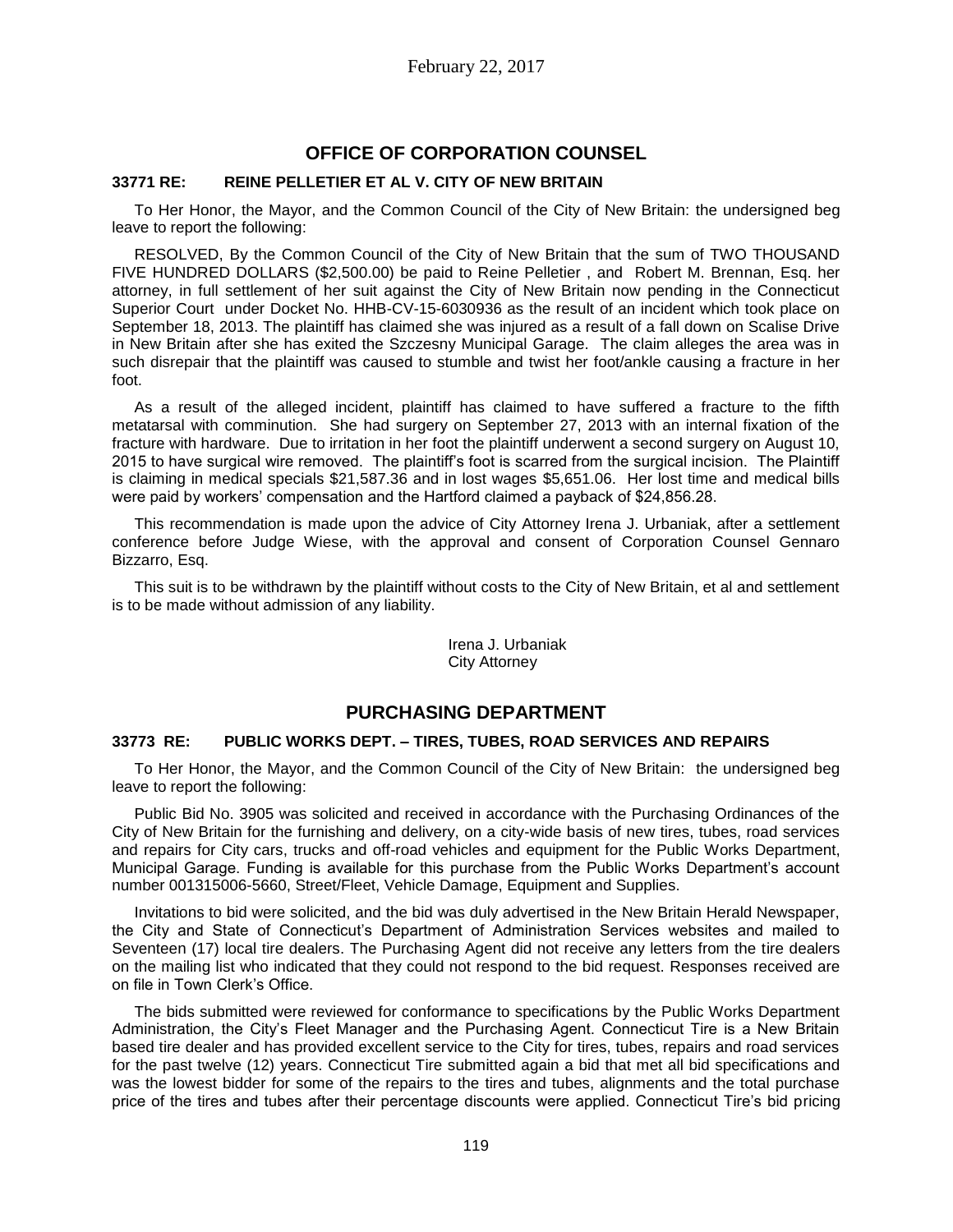## OFFICE OF CORPORATION COUNSEL

### 33771 RE: REINE PELLETIER ET AL V. CITY OF NEW BRITAIN

To Her Honor, the Mayor, and the Common Council of the City of New Britain: the undersigned beg leave to report the following:

RESOLVED, By the Common Council of the City of New Britain that the sum of TWO THOUSAND FIVE HUNDRED DOLLARS ($2,500.00) be paid to Reine Pelletier , and Robert M. Brennan, Esq. her attorney, in full settlement of her suit against the City of New Britain now pending in the Connecticut Superior Court under Docket No. HHB-CV-15-6030936 as the result of an incident which took place on September 18, 2013. The plaintiff has claimed she was injured as a result of a fall down on Scalise Drive in New Britain after she has exited the Szczesny Municipal Garage. The claim alleges the area was in such disrepair that the plaintiff was caused to stumble and twist her foot/ankle causing a fracture in her foot.

As a result of the alleged incident, plaintiff has claimed to have suffered a fracture to the fifth metatarsal with comminution. She had surgery on September 27, 2013 with an internal fixation of the fracture with hardware. Due to irritation in her foot the plaintiff underwent a second surgery on August 10, 2015 to have surgical wire removed. The plaintiff's foot is scarred from the surgical incision. The Plaintiff is claiming in medical specials $21,587.36 and in lost wages $5,651.06. Her lost time and medical bills were paid by workers' compensation and the Hartford claimed a payback of $24,856.28.

This recommendation is made upon the advice of City Attorney Irena J. Urbaniak, after a settlement conference before Judge Wiese, with the approval and consent of Corporation Counsel Gennaro Bizzarro, Esq.

This suit is to be withdrawn by the plaintiff without costs to the City of New Britain, et al and settlement is to be made without admission of any liability.

Irena J. Urbaniak
City Attorney

## PURCHASING DEPARTMENT

### 33773 RE: PUBLIC WORKS DEPT. – TIRES, TUBES, ROAD SERVICES AND REPAIRS

To Her Honor, the Mayor, and the Common Council of the City of New Britain: the undersigned beg leave to report the following:

Public Bid No. 3905 was solicited and received in accordance with the Purchasing Ordinances of the City of New Britain for the furnishing and delivery, on a city-wide basis of new tires, tubes, road services and repairs for City cars, trucks and off-road vehicles and equipment for the Public Works Department, Municipal Garage. Funding is available for this purchase from the Public Works Department's account number 001315006-5660, Street/Fleet, Vehicle Damage, Equipment and Supplies.

Invitations to bid were solicited, and the bid was duly advertised in the New Britain Herald Newspaper, the City and State of Connecticut's Department of Administration Services websites and mailed to Seventeen (17) local tire dealers. The Purchasing Agent did not receive any letters from the tire dealers on the mailing list who indicated that they could not respond to the bid request. Responses received are on file in Town Clerk's Office.

The bids submitted were reviewed for conformance to specifications by the Public Works Department Administration, the City's Fleet Manager and the Purchasing Agent. Connecticut Tire is a New Britain based tire dealer and has provided excellent service to the City for tires, tubes, repairs and road services for the past twelve (12) years. Connecticut Tire submitted again a bid that met all bid specifications and was the lowest bidder for some of the repairs to the tires and tubes, alignments and the total purchase price of the tires and tubes after their percentage discounts were applied. Connecticut Tire's bid pricing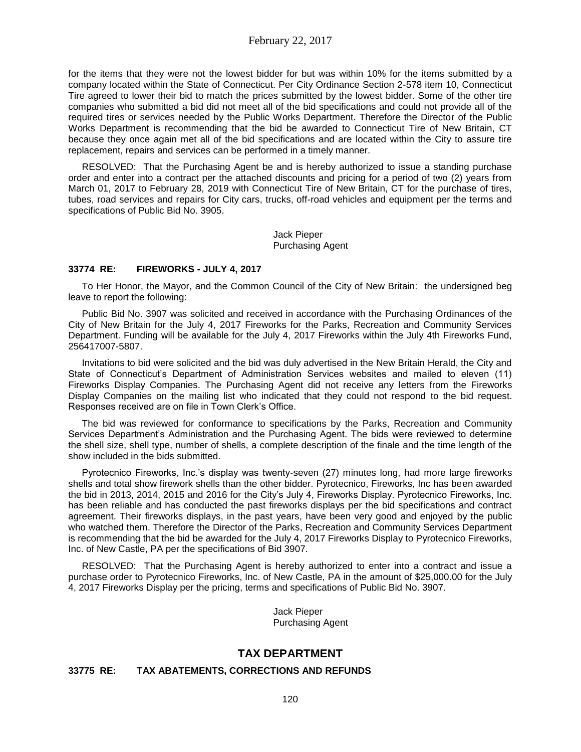for the items that they were not the lowest bidder for but was within 10% for the items submitted by a company located within the State of Connecticut. Per City Ordinance Section 2-578 item 10, Connecticut Tire agreed to lower their bid to match the prices submitted by the lowest bidder. Some of the other tire companies who submitted a bid did not meet all of the bid specifications and could not provide all of the required tires or services needed by the Public Works Department. Therefore the Director of the Public Works Department is recommending that the bid be awarded to Connecticut Tire of New Britain, CT because they once again met all of the bid specifications and are located within the City to assure tire replacement, repairs and services can be performed in a timely manner.

RESOLVED: That the Purchasing Agent be and is hereby authorized to issue a standing purchase order and enter into a contract per the attached discounts and pricing for a period of two (2) years from March 01, 2017 to February 28, 2019 with Connecticut Tire of New Britain, CT for the purchase of tires, tubes, road services and repairs for City cars, trucks, off-road vehicles and equipment per the terms and specifications of Public Bid No. 3905.

Jack Pieper
Purchasing Agent

**33774 RE: FIREWORKS - JULY 4, 2017**

To Her Honor, the Mayor, and the Common Council of the City of New Britain: the undersigned beg leave to report the following:

Public Bid No. 3907 was solicited and received in accordance with the Purchasing Ordinances of the City of New Britain for the July 4, 2017 Fireworks for the Parks, Recreation and Community Services Department. Funding will be available for the July 4, 2017 Fireworks within the July 4th Fireworks Fund, 256417007-5807.

Invitations to bid were solicited and the bid was duly advertised in the New Britain Herald, the City and State of Connecticut's Department of Administration Services websites and mailed to eleven (11) Fireworks Display Companies. The Purchasing Agent did not receive any letters from the Fireworks Display Companies on the mailing list who indicated that they could not respond to the bid request. Responses received are on file in Town Clerk's Office.

The bid was reviewed for conformance to specifications by the Parks, Recreation and Community Services Department's Administration and the Purchasing Agent. The bids were reviewed to determine the shell size, shell type, number of shells, a complete description of the finale and the time length of the show included in the bids submitted.

Pyrotecnico Fireworks, Inc.'s display was twenty-seven (27) minutes long, had more large fireworks shells and total show firework shells than the other bidder. Pyrotecnico, Fireworks, Inc has been awarded the bid in 2013, 2014, 2015 and 2016 for the City's July 4, Fireworks Display. Pyrotecnico Fireworks, Inc. has been reliable and has conducted the past fireworks displays per the bid specifications and contract agreement. Their fireworks displays, in the past years, have been very good and enjoyed by the public who watched them. Therefore the Director of the Parks, Recreation and Community Services Department is recommending that the bid be awarded for the July 4, 2017 Fireworks Display to Pyrotecnico Fireworks, Inc. of New Castle, PA per the specifications of Bid 3907.

RESOLVED: That the Purchasing Agent is hereby authorized to enter into a contract and issue a purchase order to Pyrotecnico Fireworks, Inc. of New Castle, PA in the amount of $25,000.00 for the July 4, 2017 Fireworks Display per the pricing, terms and specifications of Public Bid No. 3907.

Jack Pieper
Purchasing Agent

## TAX DEPARTMENT

**33775 RE: TAX ABATEMENTS, CORRECTIONS AND REFUNDS**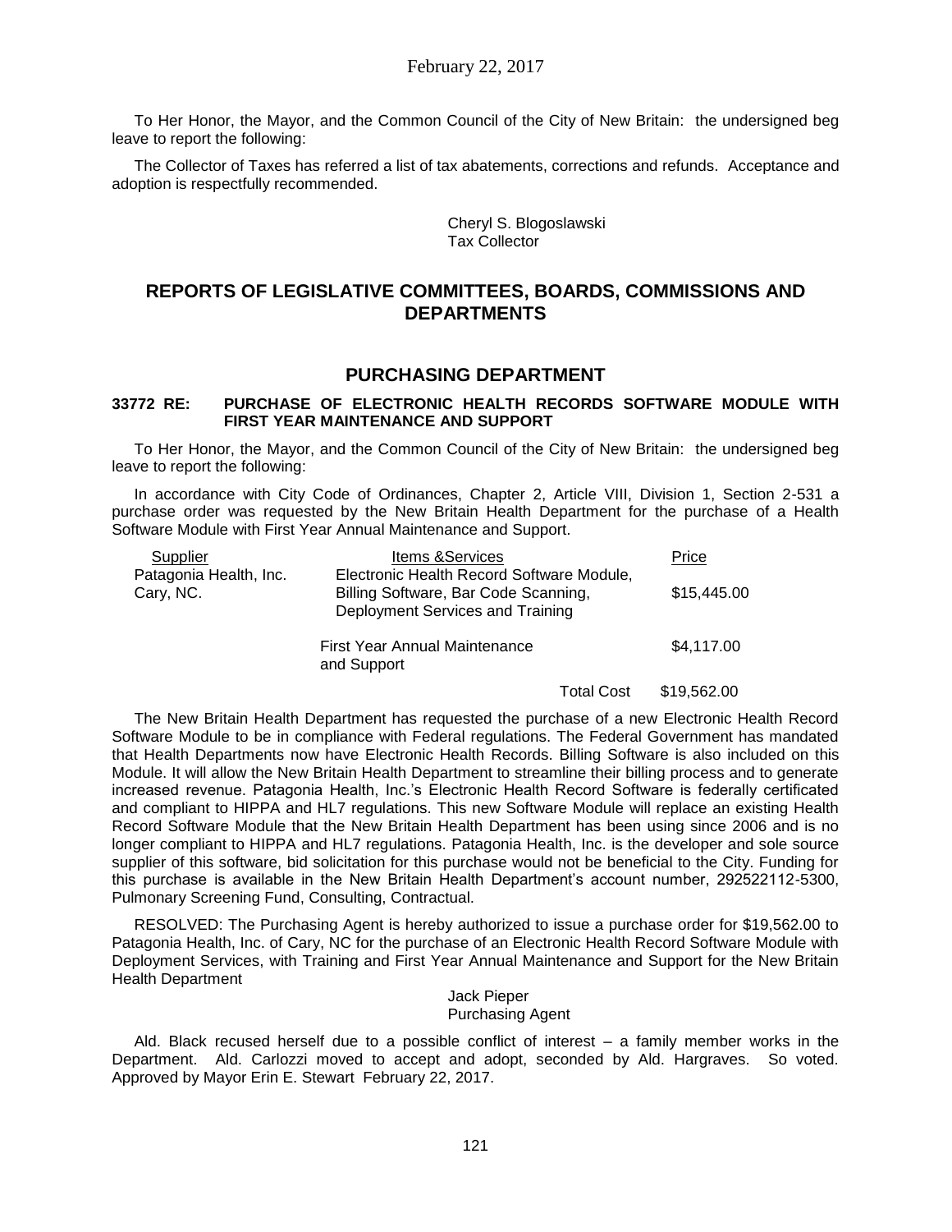To Her Honor, the Mayor, and the Common Council of the City of New Britain: the undersigned beg leave to report the following:

The Collector of Taxes has referred a list of tax abatements, corrections and refunds. Acceptance and adoption is respectfully recommended.

Cheryl S. Blogoslawski
Tax Collector

## REPORTS OF LEGISLATIVE COMMITTEES, BOARDS, COMMISSIONS AND DEPARTMENTS

## PURCHASING DEPARTMENT

### 33772 RE: PURCHASE OF ELECTRONIC HEALTH RECORDS SOFTWARE MODULE WITH FIRST YEAR MAINTENANCE AND SUPPORT

To Her Honor, the Mayor, and the Common Council of the City of New Britain: the undersigned beg leave to report the following:

In accordance with City Code of Ordinances, Chapter 2, Article VIII, Division 1, Section 2-531 a purchase order was requested by the New Britain Health Department for the purchase of a Health Software Module with First Year Annual Maintenance and Support.

| Supplier | Items &Services | Price |
|---|---|---|
| Patagonia Health, Inc. Cary, NC. | Electronic Health Record Software Module, Billing Software, Bar Code Scanning, Deployment Services and Training | $15,445.00 |
| | First Year Annual Maintenance and Support | $4,117.00 |
| | Total Cost | $19,562.00 |

The New Britain Health Department has requested the purchase of a new Electronic Health Record Software Module to be in compliance with Federal regulations. The Federal Government has mandated that Health Departments now have Electronic Health Records. Billing Software is also included on this Module. It will allow the New Britain Health Department to streamline their billing process and to generate increased revenue. Patagonia Health, Inc.'s Electronic Health Record Software is federally certificated and compliant to HIPPA and HL7 regulations. This new Software Module will replace an existing Health Record Software Module that the New Britain Health Department has been using since 2006 and is no longer compliant to HIPPA and HL7 regulations. Patagonia Health, Inc. is the developer and sole source supplier of this software, bid solicitation for this purchase would not be beneficial to the City. Funding for this purchase is available in the New Britain Health Department's account number, 292522112-5300, Pulmonary Screening Fund, Consulting, Contractual.

RESOLVED: The Purchasing Agent is hereby authorized to issue a purchase order for $19,562.00 to Patagonia Health, Inc. of Cary, NC for the purchase of an Electronic Health Record Software Module with Deployment Services, with Training and First Year Annual Maintenance and Support for the New Britain Health Department

Jack Pieper
Purchasing Agent

Ald. Black recused herself due to a possible conflict of interest – a family member works in the Department. Ald. Carlozzi moved to accept and adopt, seconded by Ald. Hargraves. So voted. Approved by Mayor Erin E. Stewart February 22, 2017.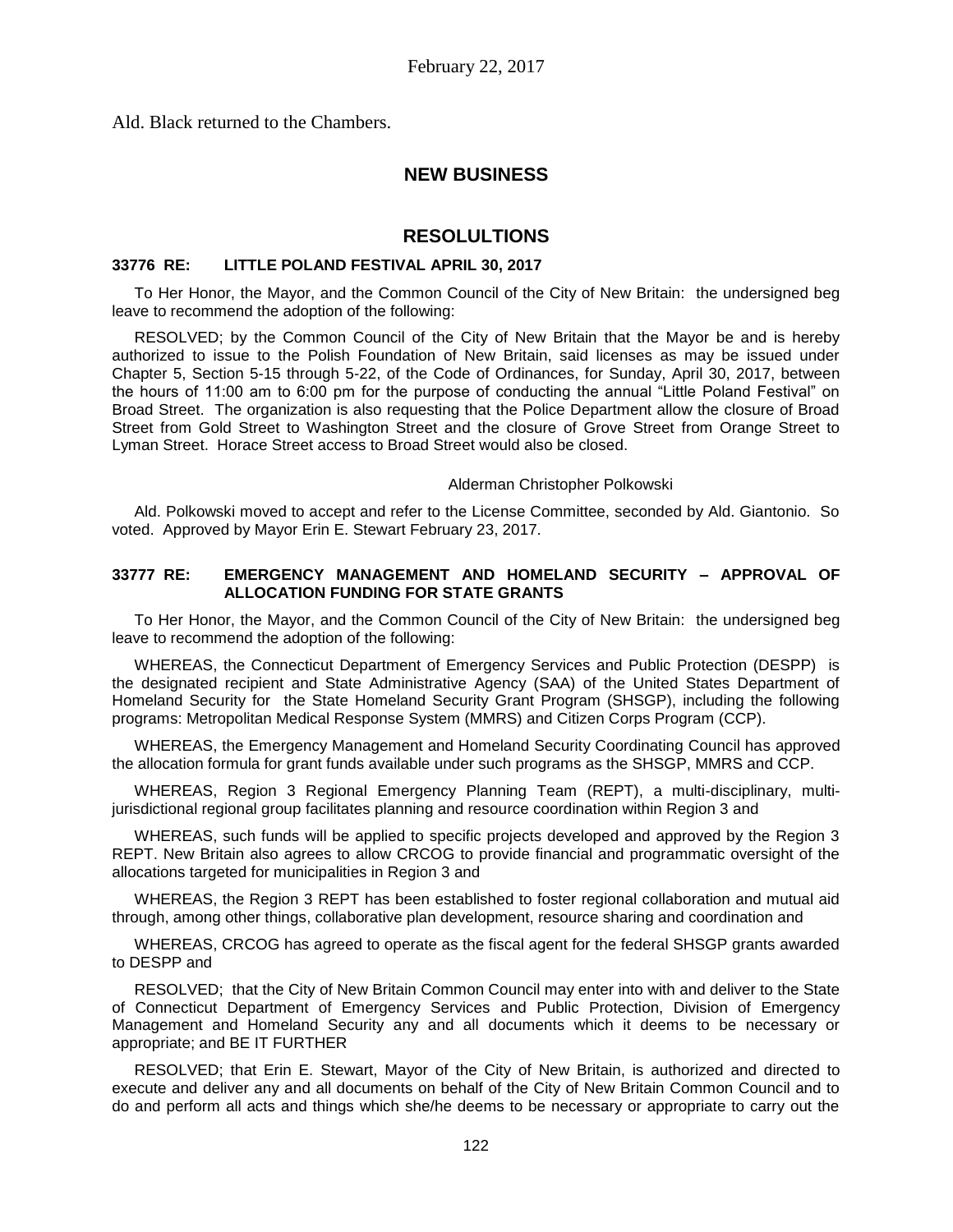Ald. Black returned to the Chambers.

## NEW BUSINESS

## RESOLULTIONS

### 33776 RE: LITTLE POLAND FESTIVAL APRIL 30, 2017

To Her Honor, the Mayor, and the Common Council of the City of New Britain: the undersigned beg leave to recommend the adoption of the following:

RESOLVED; by the Common Council of the City of New Britain that the Mayor be and is hereby authorized to issue to the Polish Foundation of New Britain, said licenses as may be issued under Chapter 5, Section 5-15 through 5-22, of the Code of Ordinances, for Sunday, April 30, 2017, between the hours of 11:00 am to 6:00 pm for the purpose of conducting the annual "Little Poland Festival" on Broad Street. The organization is also requesting that the Police Department allow the closure of Broad Street from Gold Street to Washington Street and the closure of Grove Street from Orange Street to Lyman Street. Horace Street access to Broad Street would also be closed.

Alderman Christopher Polkowski

Ald. Polkowski moved to accept and refer to the License Committee, seconded by Ald. Giantonio. So voted. Approved by Mayor Erin E. Stewart February 23, 2017.

### 33777 RE: EMERGENCY MANAGEMENT AND HOMELAND SECURITY – APPROVAL OF ALLOCATION FUNDING FOR STATE GRANTS

To Her Honor, the Mayor, and the Common Council of the City of New Britain: the undersigned beg leave to recommend the adoption of the following:

WHEREAS, the Connecticut Department of Emergency Services and Public Protection (DESPP) is the designated recipient and State Administrative Agency (SAA) of the United States Department of Homeland Security for the State Homeland Security Grant Program (SHSGP), including the following programs: Metropolitan Medical Response System (MMRS) and Citizen Corps Program (CCP).

WHEREAS, the Emergency Management and Homeland Security Coordinating Council has approved the allocation formula for grant funds available under such programs as the SHSGP, MMRS and CCP.

WHEREAS, Region 3 Regional Emergency Planning Team (REPT), a multi-disciplinary, multi-jurisdictional regional group facilitates planning and resource coordination within Region 3 and

WHEREAS, such funds will be applied to specific projects developed and approved by the Region 3 REPT. New Britain also agrees to allow CRCOG to provide financial and programmatic oversight of the allocations targeted for municipalities in Region 3 and

WHEREAS, the Region 3 REPT has been established to foster regional collaboration and mutual aid through, among other things, collaborative plan development, resource sharing and coordination and

WHEREAS, CRCOG has agreed to operate as the fiscal agent for the federal SHSGP grants awarded to DESPP and

RESOLVED; that the City of New Britain Common Council may enter into with and deliver to the State of Connecticut Department of Emergency Services and Public Protection, Division of Emergency Management and Homeland Security any and all documents which it deems to be necessary or appropriate; and BE IT FURTHER

RESOLVED; that Erin E. Stewart, Mayor of the City of New Britain, is authorized and directed to execute and deliver any and all documents on behalf of the City of New Britain Common Council and to do and perform all acts and things which she/he deems to be necessary or appropriate to carry out the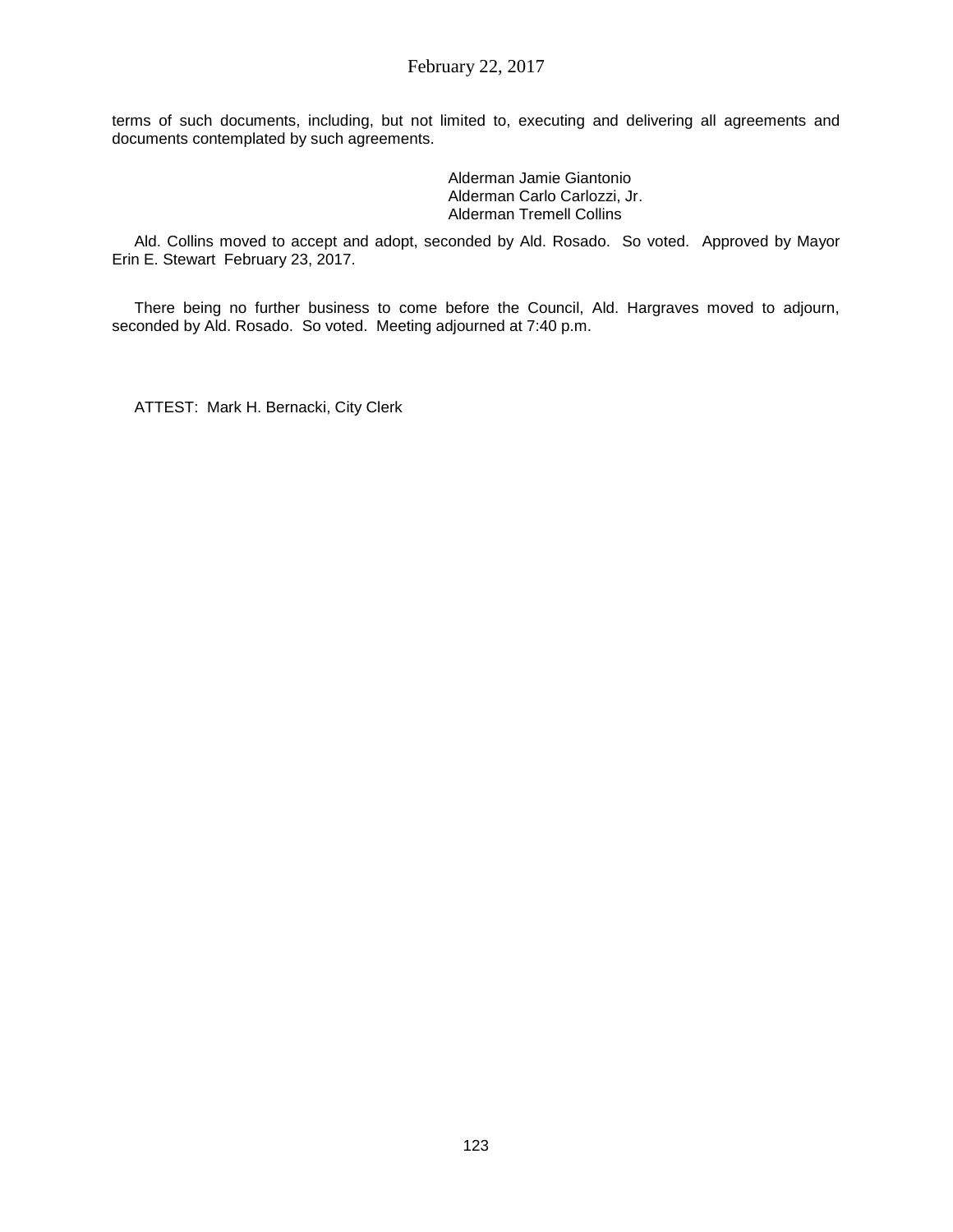terms of such documents, including, but not limited to, executing and delivering all agreements and documents contemplated by such agreements.

Alderman Jamie Giantonio
Alderman Carlo Carlozzi, Jr.
Alderman Tremell Collins

Ald. Collins moved to accept and adopt, seconded by Ald. Rosado. So voted. Approved by Mayor Erin E. Stewart February 23, 2017.

There being no further business to come before the Council, Ald. Hargraves moved to adjourn, seconded by Ald. Rosado. So voted. Meeting adjourned at 7:40 p.m.

ATTEST: Mark H. Bernacki, City Clerk